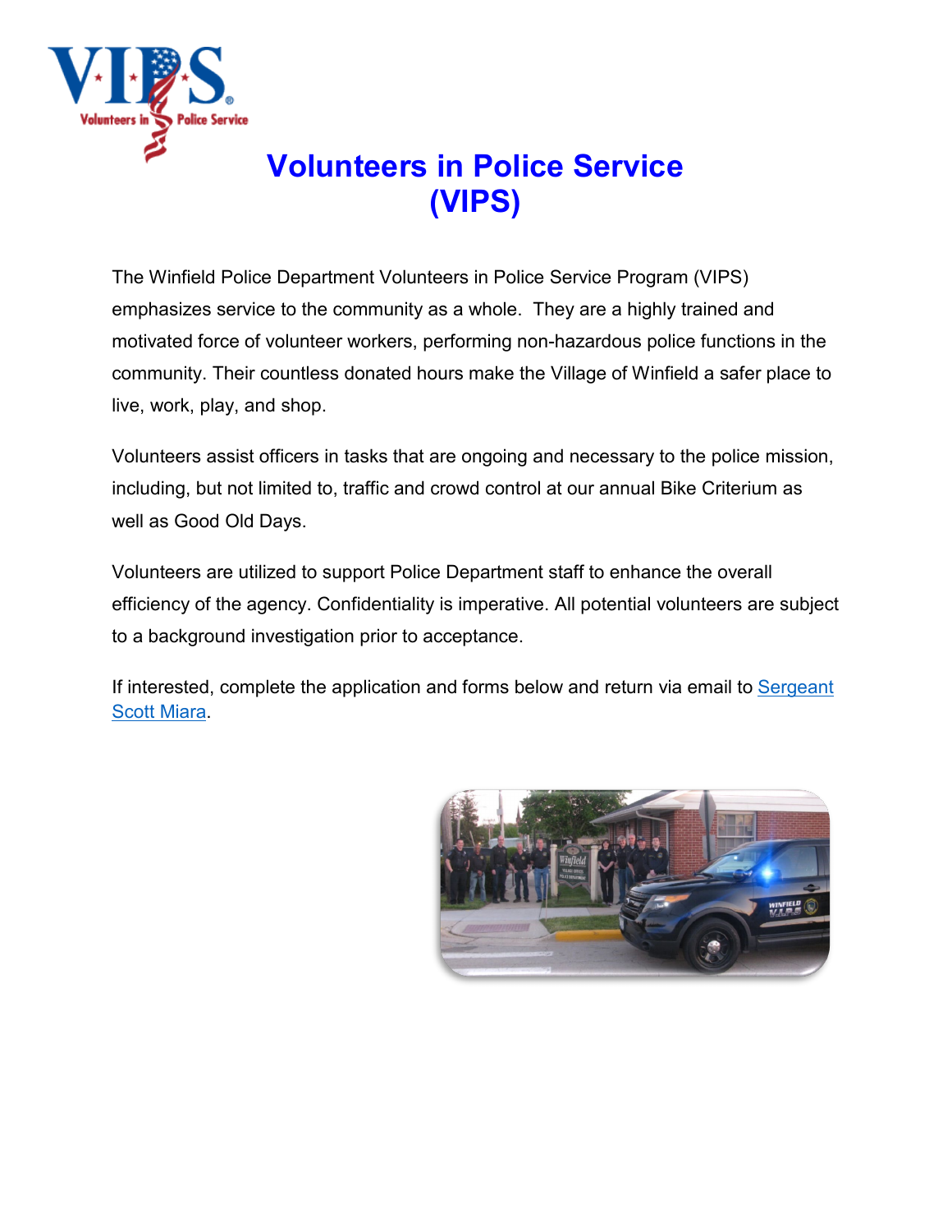# Volunteers in Police Service (VIPS)

The Winfield Police Department Volunteers in Police Service Program (VIPS) emphasizes service to the community as a whole. They are a highly trained and motivated force of volunteer workers, performing non-hazardous police functions in the community. Their countless donated hours make the Village of Winfield a safer place to live, work, play, and shop.

Volunteers assist officers in tasks that are ongoing and necessary to the police mission, including, but not limited to, traffic and crowd control at our annual Bike Criterium as well as Good Old Days.

Volunteers are utilized to support Police Department staff to enhance the overall efficiency of the agency. Confidentiality is imperative. All potential volunteers are subject to a background investigation prior to acceptance.

If interested, complete the application and forms below and return via email to Sergeant Scott Miara.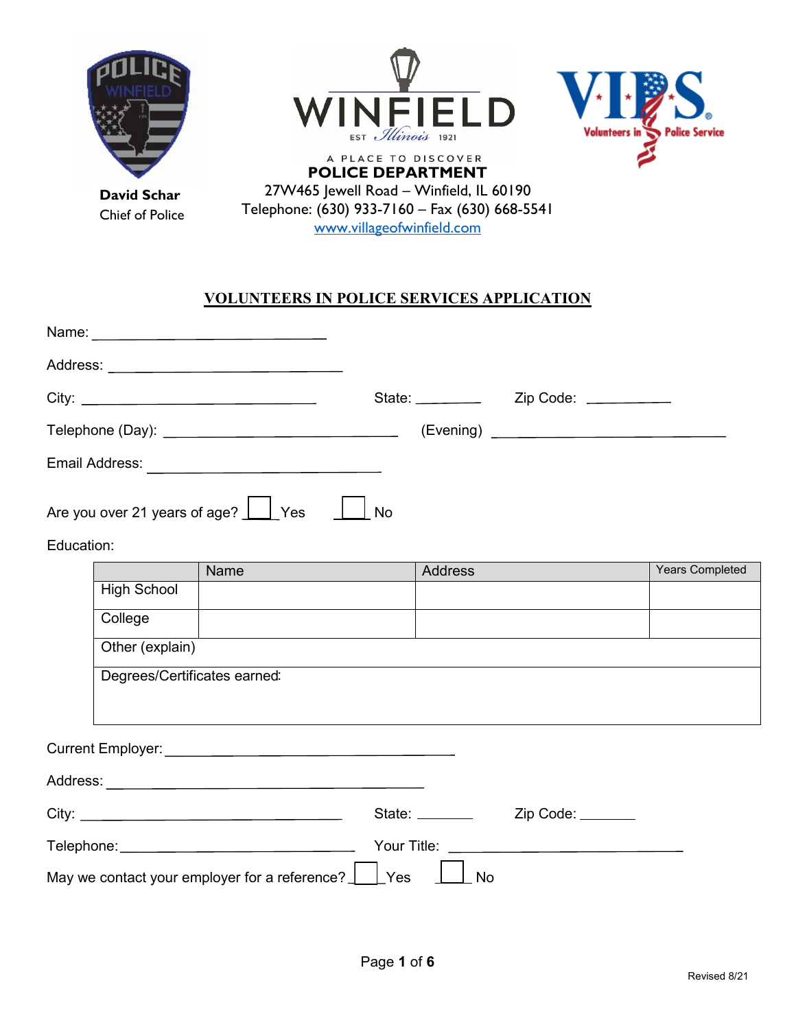David Schar
Chief of Police

WINFIELD
EST *Illinois* 1921
A PLACE TO DISCOVER

**POLICE DEPARTMENT**
27W465 Jewell Road – Winfield, IL 60190
Telephone: (630) 933-7160 – Fax (630) 668-5541
www.villageofwinfield.com

## VOLUNTEERS IN POLICE SERVICES APPLICATION

Name: ______________________________

Address: ______________________________

City: ______________________________ State: ________ Zip Code: __________

Telephone (Day): ______________________________ (Evening) ______________________________

Email Address: ______________________________

Are you over 21 years of age? ☐ Yes ☐ No

Education:

| | Name | Address | Years Completed |
|---|---|---|---|
| High School | | | |
| College | | | |
| Other (explain) | | | |
| Degrees/Certificates earned: | | | |

Current Employer: ______________________________

Address: ______________________________

City: ______________________________ State: _______ Zip Code: _______

Telephone: ______________________________ Your Title: ______________________________

May we contact your employer for a reference? ☐ Yes ☐ No

Revised 8/21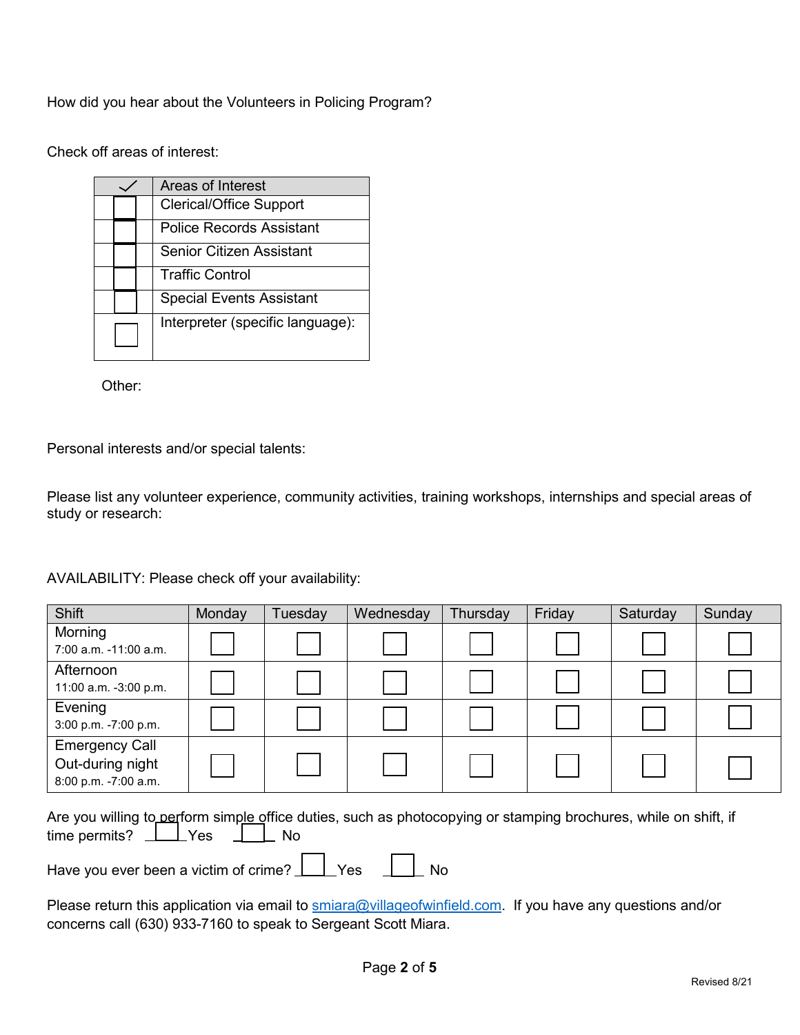How did you hear about the Volunteers in Policing Program?

Check off areas of interest:

| ✓ | Areas of Interest |
|---|---|
| ☐ | Clerical/Office Support |
| ☐ | Police Records Assistant |
| ☐ | Senior Citizen Assistant |
| ☐ | Traffic Control |
| ☐ | Special Events Assistant |
| ☐ | Interpreter (specific language): |

Other:

Personal interests and/or special talents:

Please list any volunteer experience, community activities, training workshops, internships and special areas of study or research:

AVAILABILITY: Please check off your availability:

| Shift | Monday | Tuesday | Wednesday | Thursday | Friday | Saturday | Sunday |
|---|---|---|---|---|---|---|---|
| Morning 7:00 a.m. -11:00 a.m. | ☐ | ☐ | ☐ | ☐ | ☐ | ☐ | ☐ |
| Afternoon 11:00 a.m. -3:00 p.m. | ☐ | ☐ | ☐ | ☐ | ☐ | ☐ | ☐ |
| Evening 3:00 p.m. -7:00 p.m. | ☐ | ☐ | ☐ | ☐ | ☐ | ☐ | ☐ |
| Emergency Call Out-during night 8:00 p.m. -7:00 a.m. | ☐ | ☐ | ☐ | ☐ | ☐ | ☐ | ☐ |

Are you willing to perform simple office duties, such as photocopying or stamping brochures, while on shift, if time permits? ☐ Yes ☐ No

Have you ever been a victim of crime? ☐ Yes ☐ No

Please return this application via email to smiara@villageofwinfield.com. If you have any questions and/or concerns call (630) 933-7160 to speak to Sergeant Scott Miara.

Revised 8/21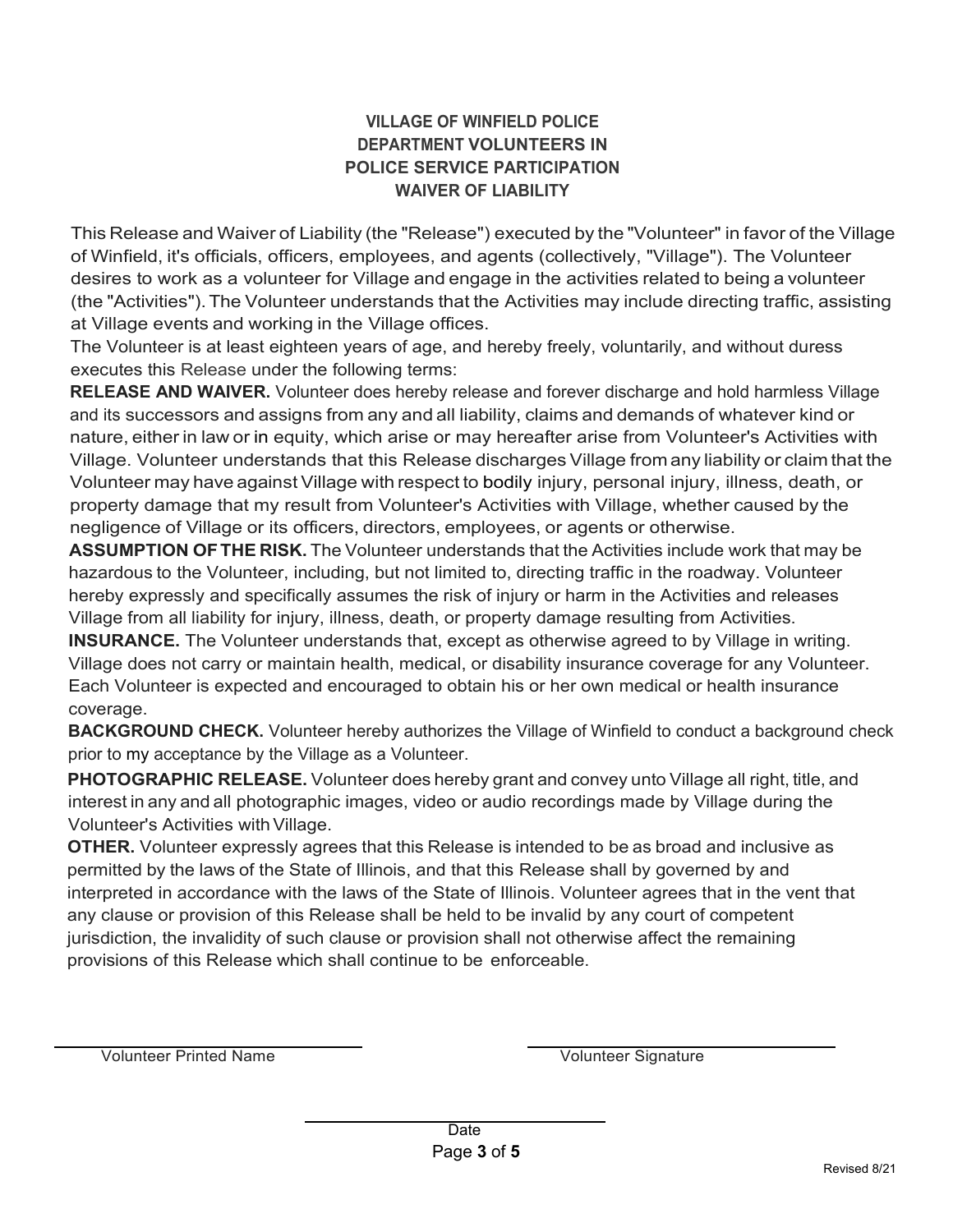**VILLAGE OF WINFIELD POLICE DEPARTMENT VOLUNTEERS IN POLICE SERVICE PARTICIPATION WAIVER OF LIABILITY**

This Release and Waiver of Liability (the "Release") executed by the "Volunteer" in favor of the Village of Winfield, it's officials, officers, employees, and agents (collectively, "Village"). The Volunteer desires to work as a volunteer for Village and engage in the activities related to being a volunteer (the "Activities"). The Volunteer understands that the Activities may include directing traffic, assisting at Village events and working in the Village offices.

The Volunteer is at least eighteen years of age, and hereby freely, voluntarily, and without duress executes this Release under the following terms:

**RELEASE AND WAIVER.** Volunteer does hereby release and forever discharge and hold harmless Village and its successors and assigns from any and all liability, claims and demands of whatever kind or nature, either in law or in equity, which arise or may hereafter arise from Volunteer's Activities with Village. Volunteer understands that this Release discharges Village from any liability or claim that the Volunteer may have against Village with respect to bodily injury, personal injury, illness, death, or property damage that my result from Volunteer's Activities with Village, whether caused by the negligence of Village or its officers, directors, employees, or agents or otherwise.

**ASSUMPTION OF THE RISK.** The Volunteer understands that the Activities include work that may be hazardous to the Volunteer, including, but not limited to, directing traffic in the roadway. Volunteer hereby expressly and specifically assumes the risk of injury or harm in the Activities and releases Village from all liability for injury, illness, death, or property damage resulting from Activities.

**INSURANCE.** The Volunteer understands that, except as otherwise agreed to by Village in writing. Village does not carry or maintain health, medical, or disability insurance coverage for any Volunteer. Each Volunteer is expected and encouraged to obtain his or her own medical or health insurance coverage.

**BACKGROUND CHECK.** Volunteer hereby authorizes the Village of Winfield to conduct a background check prior to my acceptance by the Village as a Volunteer.

**PHOTOGRAPHIC RELEASE.** Volunteer does hereby grant and convey unto Village all right, title, and interest in any and all photographic images, video or audio recordings made by Village during the Volunteer's Activities with Village.

**OTHER.** Volunteer expressly agrees that this Release is intended to be as broad and inclusive as permitted by the laws of the State of Illinois, and that this Release shall by governed by and interpreted in accordance with the laws of the State of Illinois. Volunteer agrees that in the vent that any clause or provision of this Release shall be held to be invalid by any court of competent jurisdiction, the invalidity of such clause or provision shall not otherwise affect the remaining provisions of this Release which shall continue to be enforceable.

\_\_\_\_\_\_\_\_\_\_\_\_\_\_\_\_\_\_\_\_\_\_\_\_\_\_\_\_
Volunteer Printed Name

\_\_\_\_\_\_\_\_\_\_\_\_\_\_\_\_\_\_\_\_\_\_\_\_\_\_\_\_
Volunteer Signature

\_\_\_\_\_\_\_\_\_\_\_\_\_\_\_\_\_\_\_\_\_\_\_\_\_\_\_\_
Date

Revised 8/21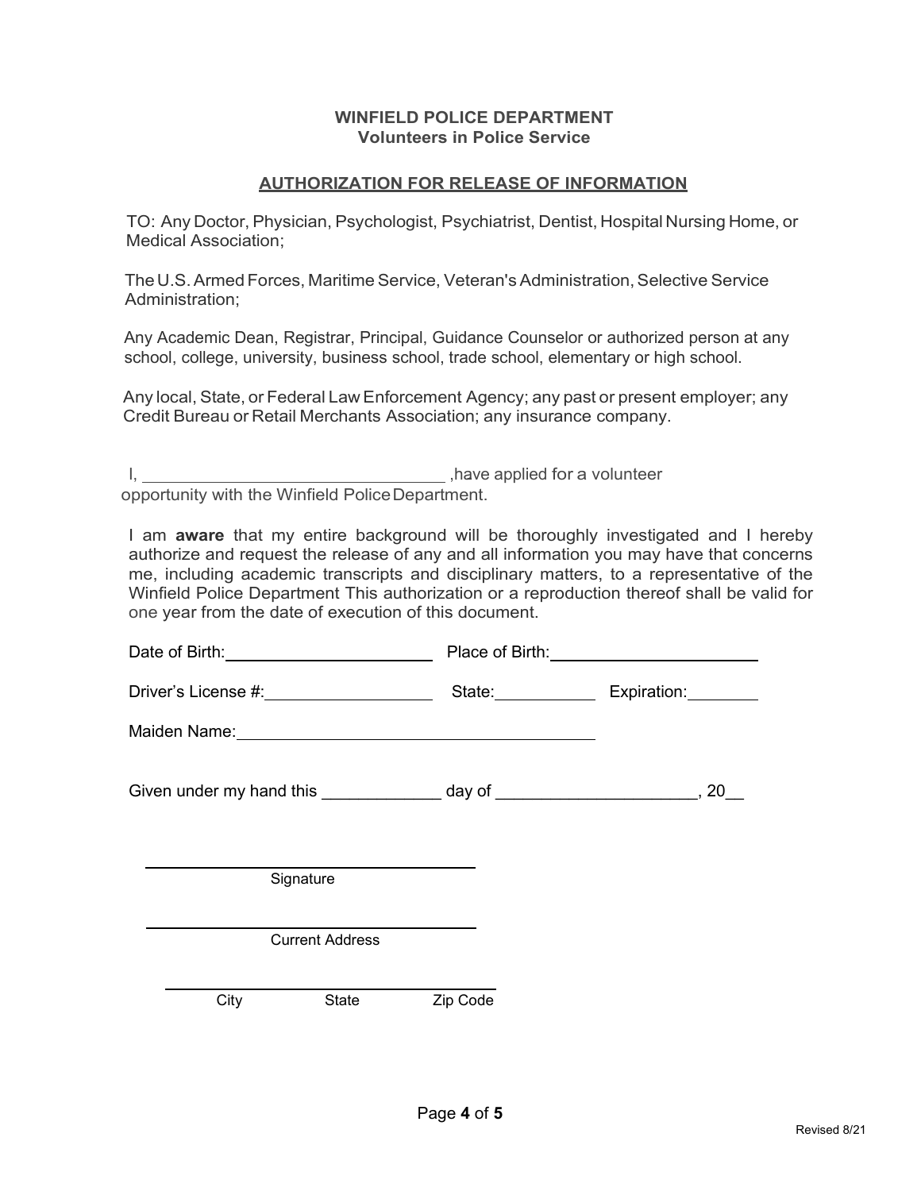**WINFIELD POLICE DEPARTMENT**
**Volunteers in Police Service**

## AUTHORIZATION FOR RELEASE OF INFORMATION

TO: Any Doctor, Physician, Psychologist, Psychiatrist, Dentist, Hospital Nursing Home, or Medical Association;

The U.S. Armed Forces, Maritime Service, Veteran's Administration, Selective Service Administration;

Any Academic Dean, Registrar, Principal, Guidance Counselor or authorized person at any school, college, university, business school, trade school, elementary or high school.

Any local, State, or Federal Law Enforcement Agency; any past or present employer; any Credit Bureau or Retail Merchants Association; any insurance company.

I, ________________________________ ,have applied for a volunteer opportunity with the Winfield Police Department.

I am **aware** that my entire background will be thoroughly investigated and I hereby authorize and request the release of any and all information you may have that concerns me, including academic transcripts and disciplinary matters, to a representative of the Winfield Police Department This authorization or a reproduction thereof shall be valid for one year from the date of execution of this document.

Date of Birth: ____________________ Place of Birth: ____________________

Driver's License #: ________________ State: __________ Expiration: ________

Maiden Name: ____________________________________

Given under my hand this ____________ day of ____________________, 20__

______________________________
Signature

______________________________
Current Address

______________________________
City State Zip Code

Revised 8/21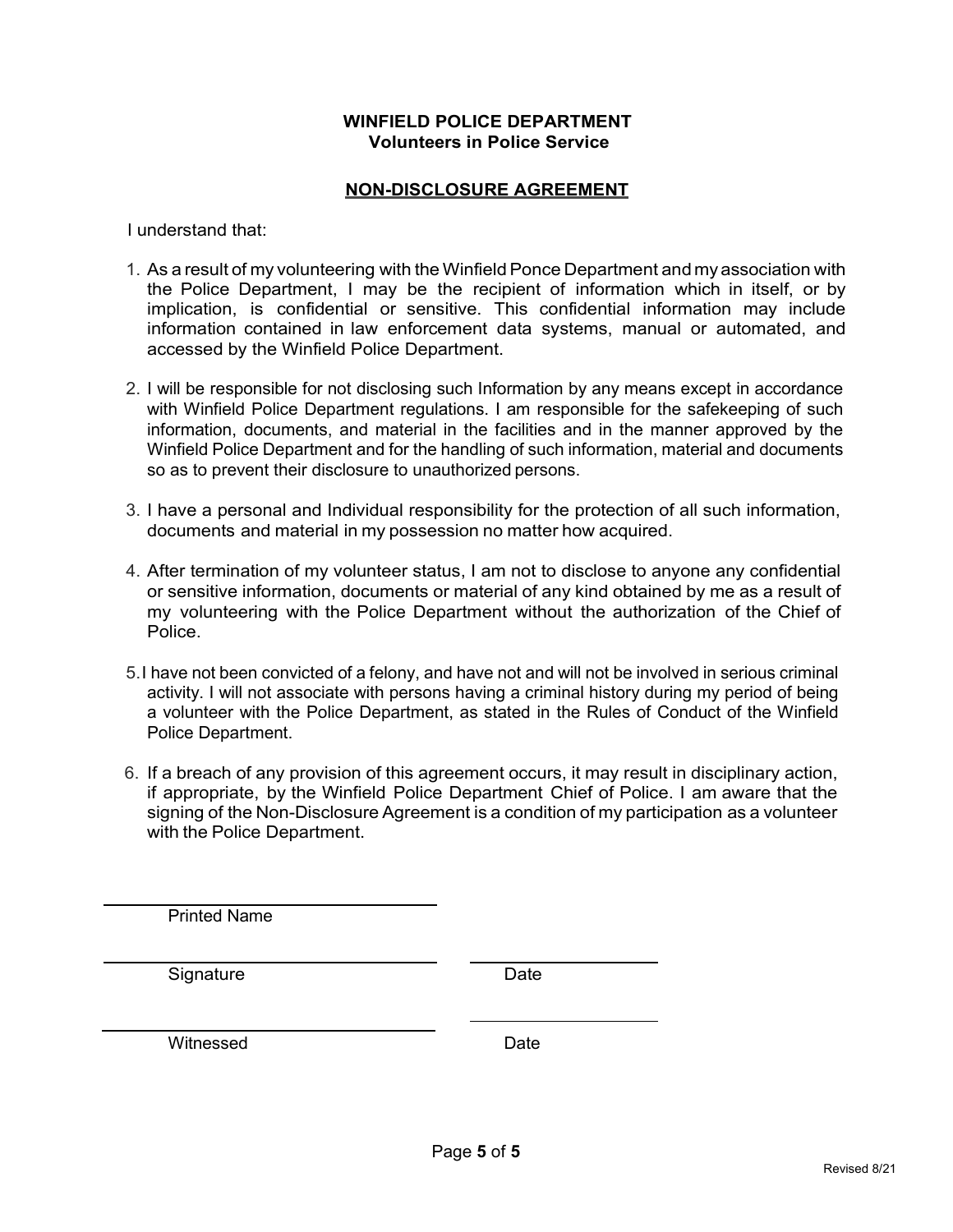**WINFIELD POLICE DEPARTMENT**
**Volunteers in Police Service**

## NON-DISCLOSURE AGREEMENT

I understand that:

1. As a result of my volunteering with the Winfield Ponce Department and my association with the Police Department, I may be the recipient of information which in itself, or by implication, is confidential or sensitive. This confidential information may include information contained in law enforcement data systems, manual or automated, and accessed by the Winfield Police Department.

2. I will be responsible for not disclosing such Information by any means except in accordance with Winfield Police Department regulations. I am responsible for the safekeeping of such information, documents, and material in the facilities and in the manner approved by the Winfield Police Department and for the handling of such information, material and documents so as to prevent their disclosure to unauthorized persons.

3. I have a personal and Individual responsibility for the protection of all such information, documents and material in my possession no matter how acquired.

4. After termination of my volunteer status, I am not to disclose to anyone any confidential or sensitive information, documents or material of any kind obtained by me as a result of my volunteering with the Police Department without the authorization of the Chief of Police.

5. I have not been convicted of a felony, and have not and will not be involved in serious criminal activity. I will not associate with persons having a criminal history during my period of being a volunteer with the Police Department, as stated in the Rules of Conduct of the Winfield Police Department.

6. If a breach of any provision of this agreement occurs, it may result in disciplinary action, if appropriate, by the Winfield Police Department Chief of Police. I am aware that the signing of the Non-Disclosure Agreement is a condition of my participation as a volunteer with the Police Department.

\_\_\_\_\_\_\_\_\_\_\_\_\_\_\_\_\_\_\_\_\_\_\_\_\_\_\_\_\_\_
Printed Name

\_\_\_\_\_\_\_\_\_\_\_\_\_\_\_\_\_\_\_\_\_\_\_\_\_\_\_\_\_\_ \_\_\_\_\_\_\_\_\_\_\_\_\_\_\_\_\_\_
Signature Date

\_\_\_\_\_\_\_\_\_\_\_\_\_\_\_\_\_\_\_\_\_\_\_\_\_\_\_\_\_\_ \_\_\_\_\_\_\_\_\_\_\_\_\_\_\_\_\_\_
Witnessed Date

Revised 8/21